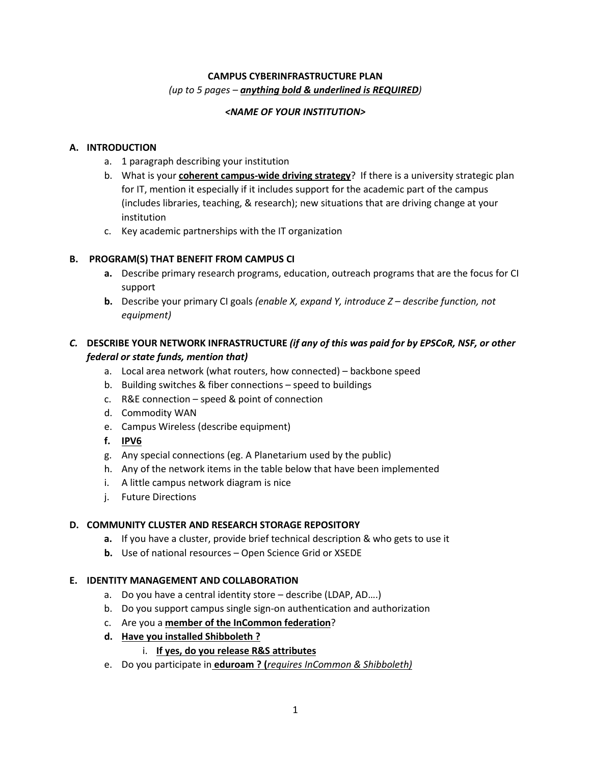**CAMPUS CYBERINFRASTRUCTURE PLAN**

*(up to 5 pages – **<u>anything bold & underlined is REQUIRED</u>**)*

***<NAME OF YOUR INSTITUTION>***

## A. INTRODUCTION

a. 1 paragraph describing your institution

b. What is your **<u>coherent campus-wide driving strategy</u>**? If there is a university strategic plan for IT, mention it especially if it includes support for the academic part of the campus (includes libraries, teaching, & research); new situations that are driving change at your institution

c. Key academic partnerships with the IT organization

## B. PROGRAM(S) THAT BENEFIT FROM CAMPUS CI

**a.** Describe primary research programs, education, outreach programs that are the focus for CI support

**b.** Describe your primary CI goals *(enable X, expand Y, introduce Z – describe function, not equipment)*

## *C.* DESCRIBE YOUR NETWORK INFRASTRUCTURE *(if any of this was paid for by EPSCoR, NSF, or other federal or state funds, mention that)*

a. Local area network (what routers, how connected) – backbone speed

b. Building switches & fiber connections – speed to buildings

c. R&E connection – speed & point of connection

d. Commodity WAN

e. Campus Wireless (describe equipment)

**f. <u>IPV6</u>**

g. Any special connections (eg. A Planetarium used by the public)

h. Any of the network items in the table below that have been implemented

i. A little campus network diagram is nice

j. Future Directions

## D. COMMUNITY CLUSTER AND RESEARCH STORAGE REPOSITORY

**a.** If you have a cluster, provide brief technical description & who gets to use it

**b.** Use of national resources – Open Science Grid or XSEDE

## E. IDENTITY MANAGEMENT AND COLLABORATION

a. Do you have a central identity store – describe (LDAP, AD….)

b. Do you support campus single sign-on authentication and authorization

c. Are you a **<u>member of the InCommon federation</u>**?

**d. <u>Have you installed Shibboleth ?</u>**

- i. **<u>If yes, do you release R&S attributes</u>**

e. Do you participate in **<u>eduroam ? (</u>***<u>requires InCommon & Shibboleth)</u>*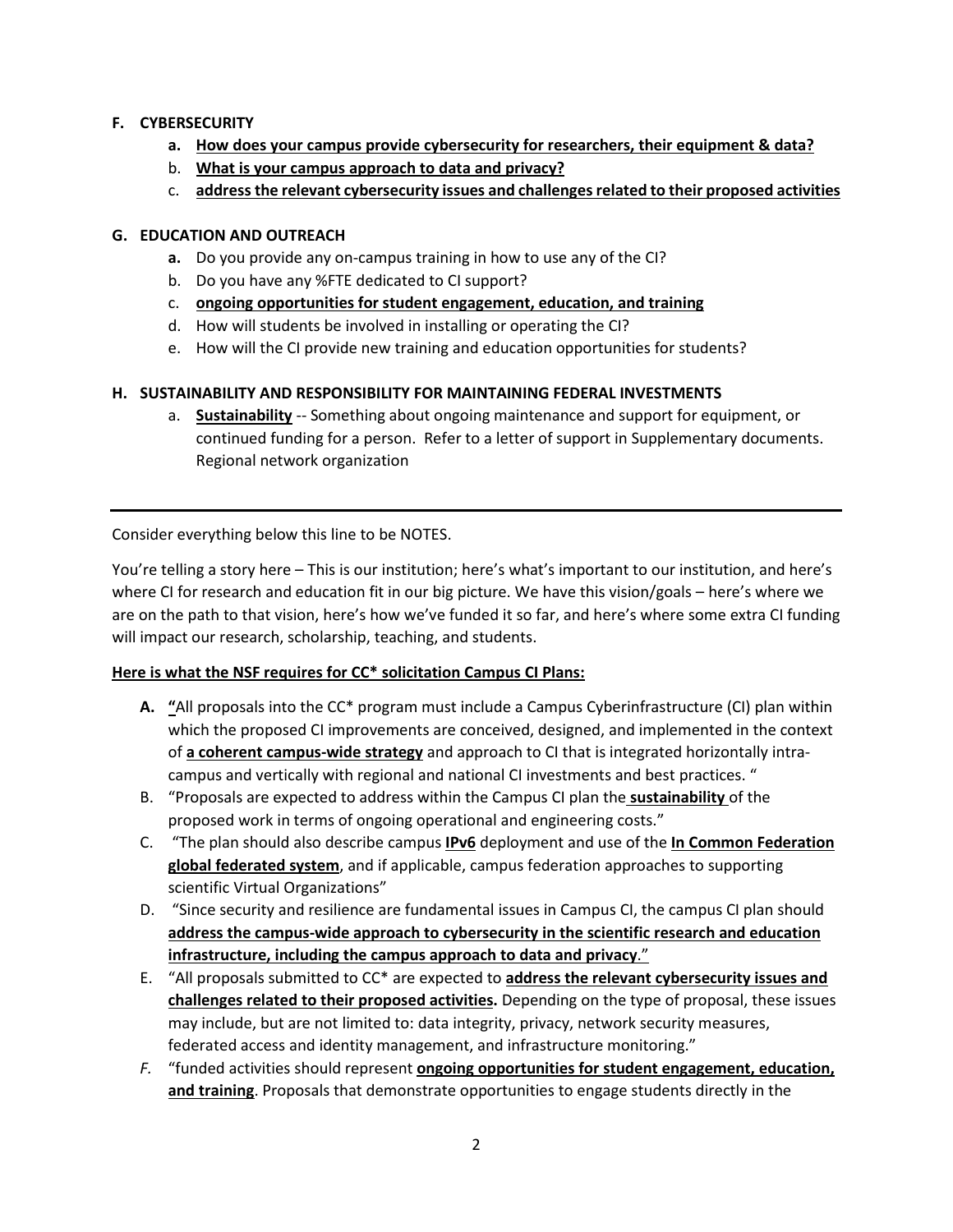**F. CYBERSECURITY**

- **a. How does your campus provide cybersecurity for researchers, their equipment & data?**
- b. **What is your campus approach to data and privacy?**
- c. **address the relevant cybersecurity issues and challenges related to their proposed activities**

**G. EDUCATION AND OUTREACH**

- **a.** Do you provide any on-campus training in how to use any of the CI?
- b. Do you have any %FTE dedicated to CI support?
- c. **ongoing opportunities for student engagement, education, and training**
- d. How will students be involved in installing or operating the CI?
- e. How will the CI provide new training and education opportunities for students?

**H. SUSTAINABILITY AND RESPONSIBILITY FOR MAINTAINING FEDERAL INVESTMENTS**

- a. **Sustainability** -- Something about ongoing maintenance and support for equipment, or continued funding for a person. Refer to a letter of support in Supplementary documents. Regional network organization

---

Consider everything below this line to be NOTES.

You're telling a story here – This is our institution; here's what's important to our institution, and here's where CI for research and education fit in our big picture. We have this vision/goals – here's where we are on the path to that vision, here's how we've funded it so far, and here's where some extra CI funding will impact our research, scholarship, teaching, and students.

**Here is what the NSF requires for CC* solicitation Campus CI Plans:**

- **A. "**All proposals into the CC* program must include a Campus Cyberinfrastructure (CI) plan within which the proposed CI improvements are conceived, designed, and implemented in the context of **a coherent campus-wide strategy** and approach to CI that is integrated horizontally intra-campus and vertically with regional and national CI investments and best practices. "
- B. "Proposals are expected to address within the Campus CI plan the **sustainability** of the proposed work in terms of ongoing operational and engineering costs."
- C. "The plan should also describe campus **IPv6** deployment and use of the **In Common Federation global federated system**, and if applicable, campus federation approaches to supporting scientific Virtual Organizations"
- D. "Since security and resilience are fundamental issues in Campus CI, the campus CI plan should **address the campus-wide approach to cybersecurity in the scientific research and education infrastructure, including the campus approach to data and privacy**."
- E. "All proposals submitted to CC* are expected to **address the relevant cybersecurity issues and challenges related to their proposed activities.** Depending on the type of proposal, these issues may include, but are not limited to: data integrity, privacy, network security measures, federated access and identity management, and infrastructure monitoring."
- *F.* "funded activities should represent **ongoing opportunities for student engagement, education, and training**. Proposals that demonstrate opportunities to engage students directly in the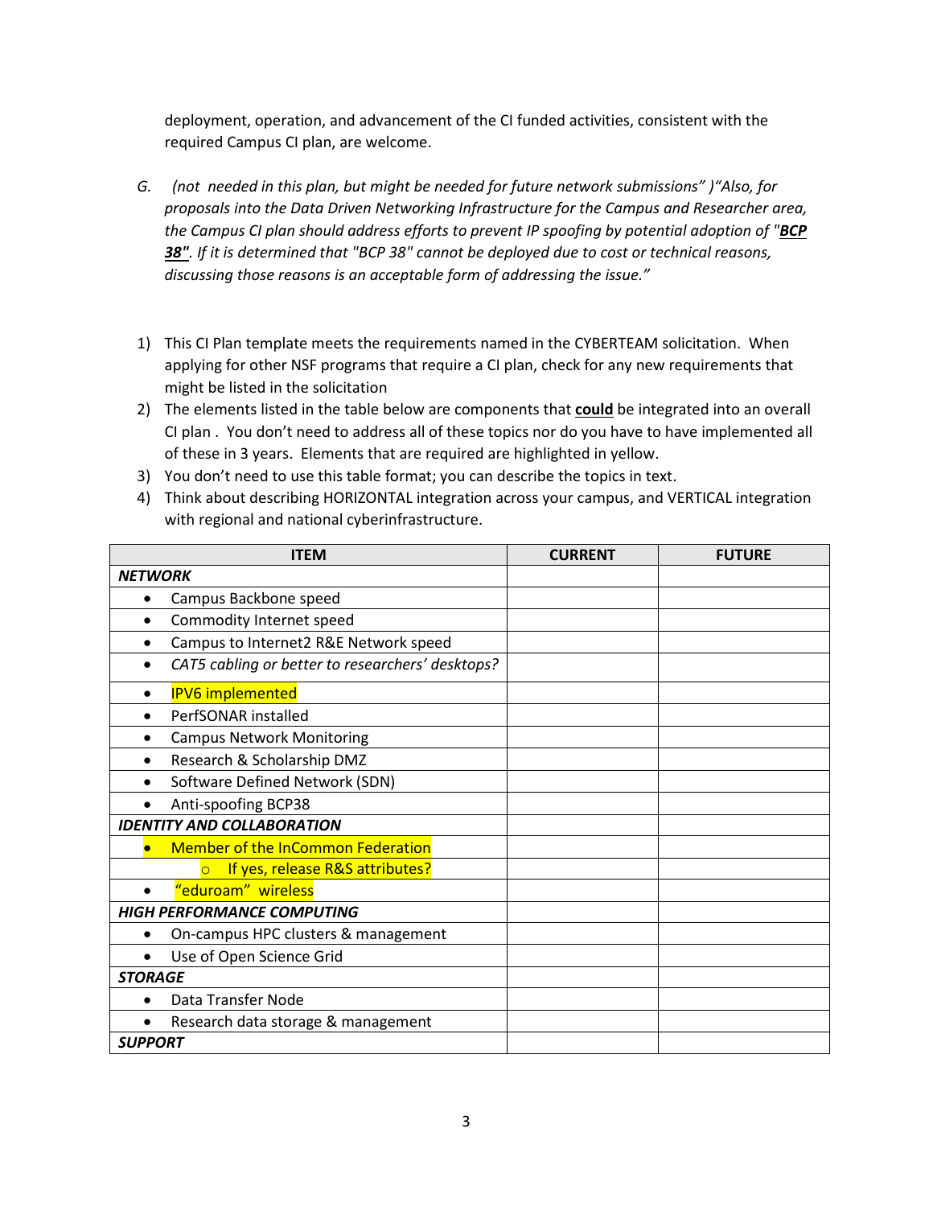deployment, operation, and advancement of the CI funded activities, consistent with the required Campus CI plan, are welcome.

G. *(not needed in this plan, but might be needed for future network submissions" )"Also, for proposals into the Data Driven Networking Infrastructure for the Campus and Researcher area, the Campus CI plan should address efforts to prevent IP spoofing by potential adoption of "**BCP 38**". If it is determined that "BCP 38" cannot be deployed due to cost or technical reasons, discussing those reasons is an acceptable form of addressing the issue."*

1) This CI Plan template meets the requirements named in the CYBERTEAM solicitation. When applying for other NSF programs that require a CI plan, check for any new requirements that might be listed in the solicitation
2) The elements listed in the table below are components that **could** be integrated into an overall CI plan . You don't need to address all of these topics nor do you have to have implemented all of these in 3 years. Elements that are required are highlighted in yellow.
3) You don't need to use this table format; you can describe the topics in text.
4) Think about describing HORIZONTAL integration across your campus, and VERTICAL integration with regional and national cyberinfrastructure.

| ITEM | CURRENT | FUTURE |
|---|---|---|
| ***NETWORK*** | | |
| • Campus Backbone speed | | |
| • Commodity Internet speed | | |
| • Campus to Internet2 R&E Network speed | | |
| • *CAT5 cabling or better to researchers' desktops?* | | |
| • IPV6 implemented | | |
| • PerfSONAR installed | | |
| • Campus Network Monitoring | | |
| • Research & Scholarship DMZ | | |
| • Software Defined Network (SDN) | | |
| • Anti-spoofing BCP38 | | |
| ***IDENTITY AND COLLABORATION*** | | |
| • Member of the InCommon Federation | | |
| ○ If yes, release R&S attributes? | | |
| • "eduroam" wireless | | |
| ***HIGH PERFORMANCE COMPUTING*** | | |
| • On-campus HPC clusters & management | | |
| • Use of Open Science Grid | | |
| ***STORAGE*** | | |
| • Data Transfer Node | | |
| • Research data storage & management | | |
| ***SUPPORT*** | | |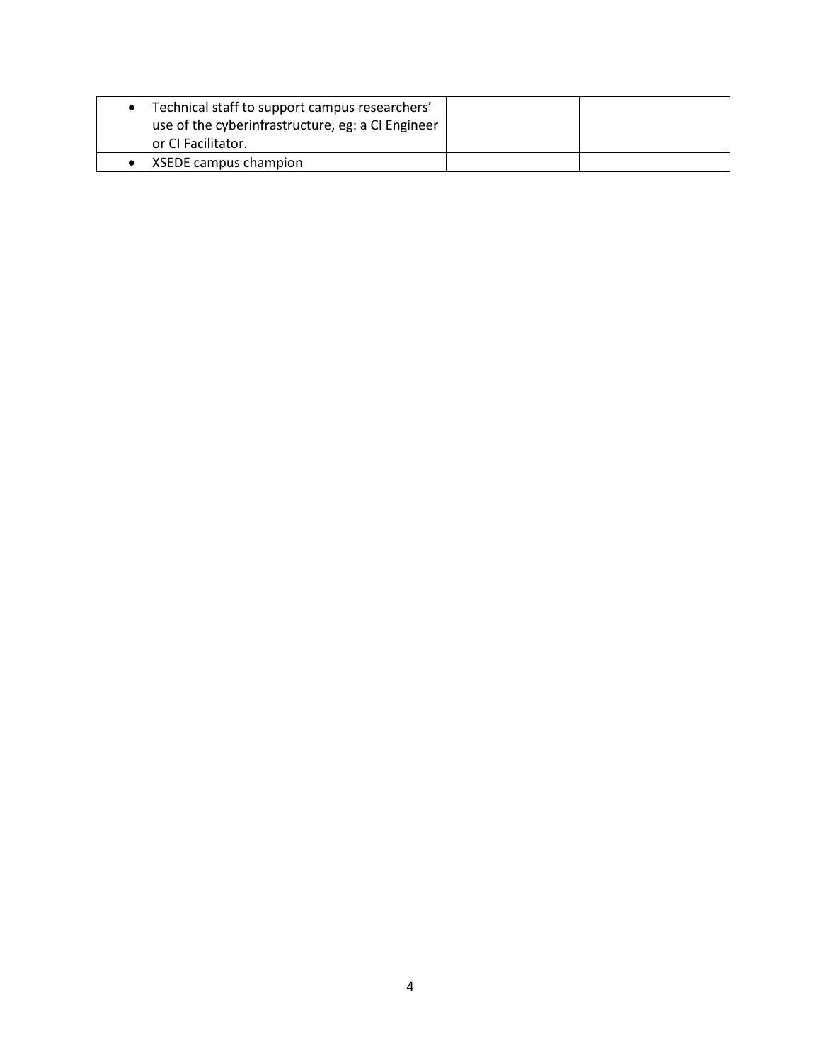| | | |
|---|---|---|
| • Technical staff to support campus researchers' use of the cyberinfrastructure, eg: a CI Engineer or CI Facilitator. | | |
| • XSEDE campus champion | | |